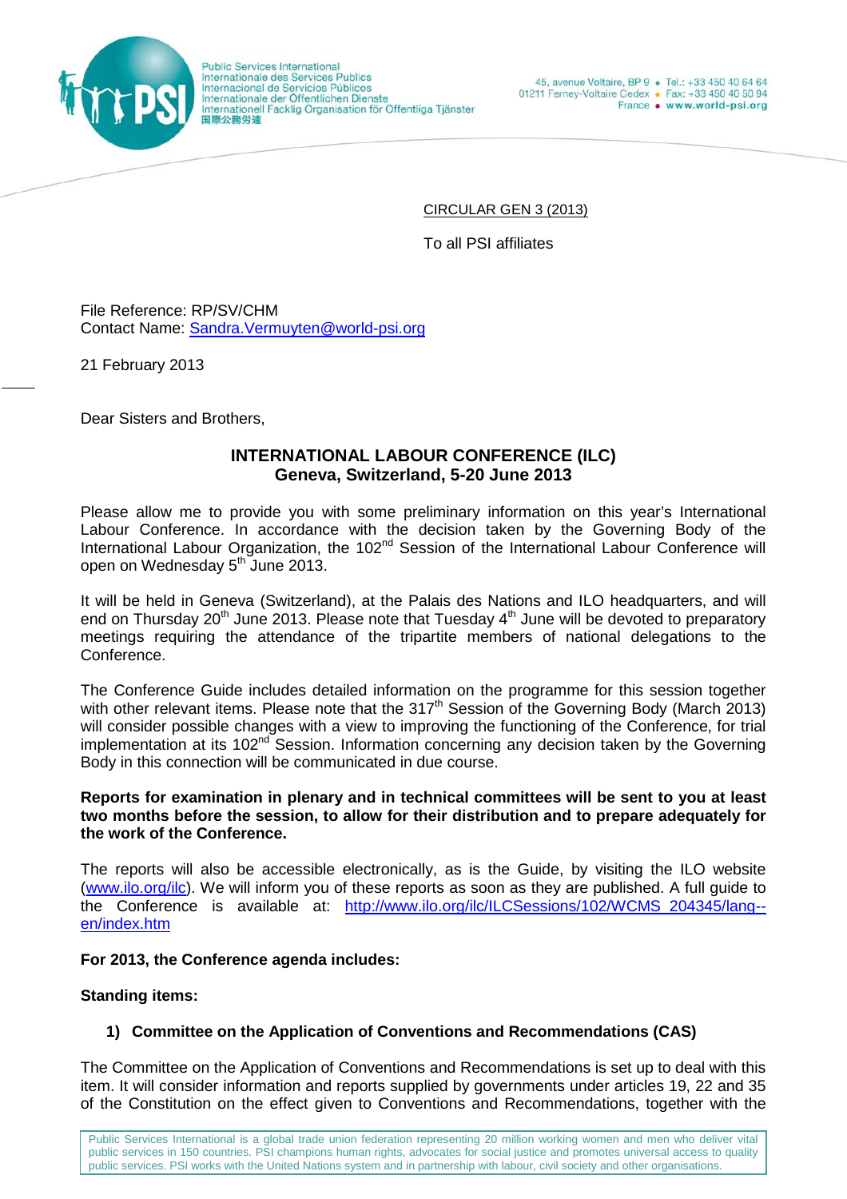Public Services International
Internationale des Services Publics
Internacional de Servicios Públicos
Internationale der Öffentlichen Dienste
Internationell Facklig Organisation för Offentliga Tjänster
国際公務労連

45, avenue Voltaire, BP 9 • Tel.: +33 450 40 64 64
01211 Ferney-Voltaire Cedex • Fax: +33 450 40 50 94
France • www.world-psi.org

CIRCULAR GEN 3 (2013)

To all PSI affiliates

File Reference: RP/SV/CHM
Contact Name: Sandra.Vermuyten@world-psi.org

21 February 2013

Dear Sisters and Brothers,

## INTERNATIONAL LABOUR CONFERENCE (ILC)
## Geneva, Switzerland, 5-20 June 2013

Please allow me to provide you with some preliminary information on this year's International Labour Conference. In accordance with the decision taken by the Governing Body of the International Labour Organization, the 102nd Session of the International Labour Conference will open on Wednesday 5th June 2013.

It will be held in Geneva (Switzerland), at the Palais des Nations and ILO headquarters, and will end on Thursday 20th June 2013. Please note that Tuesday 4th June will be devoted to preparatory meetings requiring the attendance of the tripartite members of national delegations to the Conference.

The Conference Guide includes detailed information on the programme for this session together with other relevant items. Please note that the 317th Session of the Governing Body (March 2013) will consider possible changes with a view to improving the functioning of the Conference, for trial implementation at its 102nd Session. Information concerning any decision taken by the Governing Body in this connection will be communicated in due course.

**Reports for examination in plenary and in technical committees will be sent to you at least two months before the session, to allow for their distribution and to prepare adequately for the work of the Conference.**

The reports will also be accessible electronically, as is the Guide, by visiting the ILO website (www.ilo.org/ilc). We will inform you of these reports as soon as they are published. A full guide to the Conference is available at: http://www.ilo.org/ilc/ILCSessions/102/WCMS_204345/lang--en/index.htm

**For 2013, the Conference agenda includes:**

**Standing items:**

1) **Committee on the Application of Conventions and Recommendations (CAS)**

The Committee on the Application of Conventions and Recommendations is set up to deal with this item. It will consider information and reports supplied by governments under articles 19, 22 and 35 of the Constitution on the effect given to Conventions and Recommendations, together with the

Public Services International is a global trade union federation representing 20 million working women and men who deliver vital public services in 150 countries. PSI champions human rights, advocates for social justice and promotes universal access to quality public services. PSI works with the United Nations system and in partnership with labour, civil society and other organisations.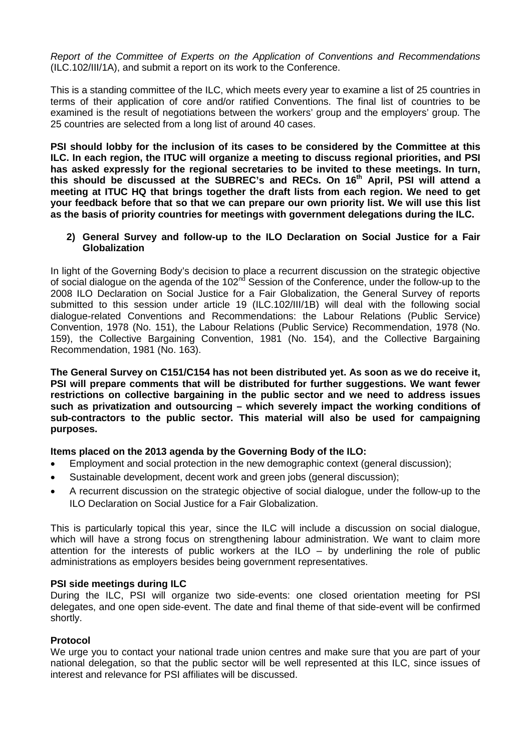*Report of the Committee of Experts on the Application of Conventions and Recommendations* (ILC.102/III/1A), and submit a report on its work to the Conference.

This is a standing committee of the ILC, which meets every year to examine a list of 25 countries in terms of their application of core and/or ratified Conventions. The final list of countries to be examined is the result of negotiations between the workers' group and the employers' group. The 25 countries are selected from a long list of around 40 cases.

**PSI should lobby for the inclusion of its cases to be considered by the Committee at this ILC. In each region, the ITUC will organize a meeting to discuss regional priorities, and PSI has asked expressly for the regional secretaries to be invited to these meetings. In turn, this should be discussed at the SUBREC's and RECs. On 16th April, PSI will attend a meeting at ITUC HQ that brings together the draft lists from each region. We need to get your feedback before that so that we can prepare our own priority list. We will use this list as the basis of priority countries for meetings with government delegations during the ILC.**

**2) General Survey and follow-up to the ILO Declaration on Social Justice for a Fair Globalization**

In light of the Governing Body's decision to place a recurrent discussion on the strategic objective of social dialogue on the agenda of the 102nd Session of the Conference, under the follow-up to the 2008 ILO Declaration on Social Justice for a Fair Globalization, the General Survey of reports submitted to this session under article 19 (ILC.102/III/1B) will deal with the following social dialogue-related Conventions and Recommendations: the Labour Relations (Public Service) Convention, 1978 (No. 151), the Labour Relations (Public Service) Recommendation, 1978 (No. 159), the Collective Bargaining Convention, 1981 (No. 154), and the Collective Bargaining Recommendation, 1981 (No. 163).

**The General Survey on C151/C154 has not been distributed yet. As soon as we do receive it, PSI will prepare comments that will be distributed for further suggestions. We want fewer restrictions on collective bargaining in the public sector and we need to address issues such as privatization and outsourcing – which severely impact the working conditions of sub-contractors to the public sector. This material will also be used for campaigning purposes.**

**Items placed on the 2013 agenda by the Governing Body of the ILO:**

- Employment and social protection in the new demographic context (general discussion);
- Sustainable development, decent work and green jobs (general discussion);
- A recurrent discussion on the strategic objective of social dialogue, under the follow-up to the ILO Declaration on Social Justice for a Fair Globalization.

This is particularly topical this year, since the ILC will include a discussion on social dialogue, which will have a strong focus on strengthening labour administration. We want to claim more attention for the interests of public workers at the ILO – by underlining the role of public administrations as employers besides being government representatives.

**PSI side meetings during ILC**

During the ILC, PSI will organize two side-events: one closed orientation meeting for PSI delegates, and one open side-event. The date and final theme of that side-event will be confirmed shortly.

**Protocol**

We urge you to contact your national trade union centres and make sure that you are part of your national delegation, so that the public sector will be well represented at this ILC, since issues of interest and relevance for PSI affiliates will be discussed.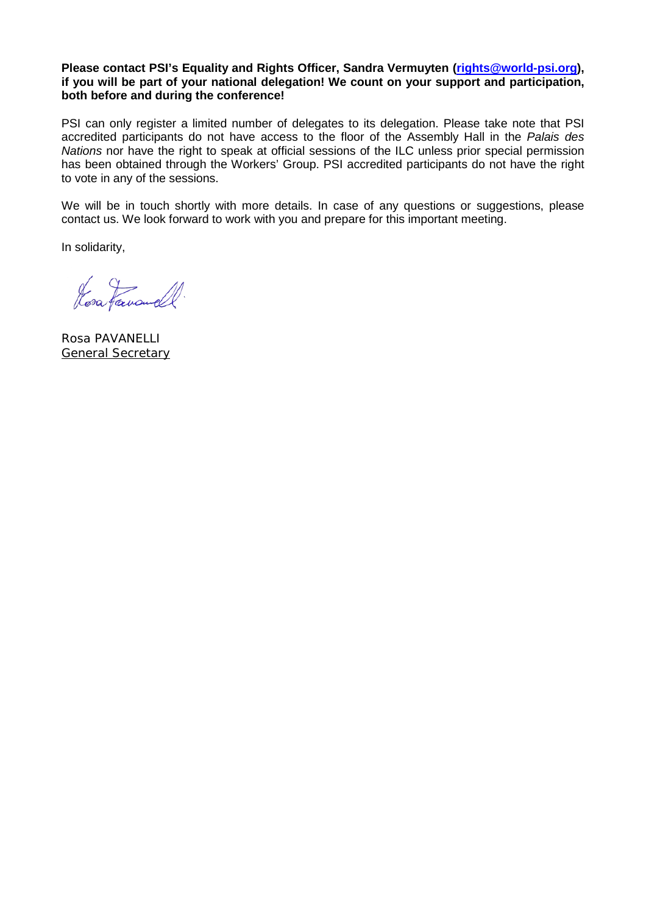**Please contact PSI's Equality and Rights Officer, Sandra Vermuyten ([rights@world-psi.org](mailto:rights@world-psi.org)), if you will be part of your national delegation! We count on your support and participation, both before and during the conference!**

PSI can only register a limited number of delegates to its delegation. Please take note that PSI accredited participants do not have access to the floor of the Assembly Hall in the *Palais des Nations* nor have the right to speak at official sessions of the ILC unless prior special permission has been obtained through the Workers' Group. PSI accredited participants do not have the right to vote in any of the sessions.

We will be in touch shortly with more details. In case of any questions or suggestions, please contact us. We look forward to work with you and prepare for this important meeting.

In solidarity,

Rosa PAVANELLI
General Secretary